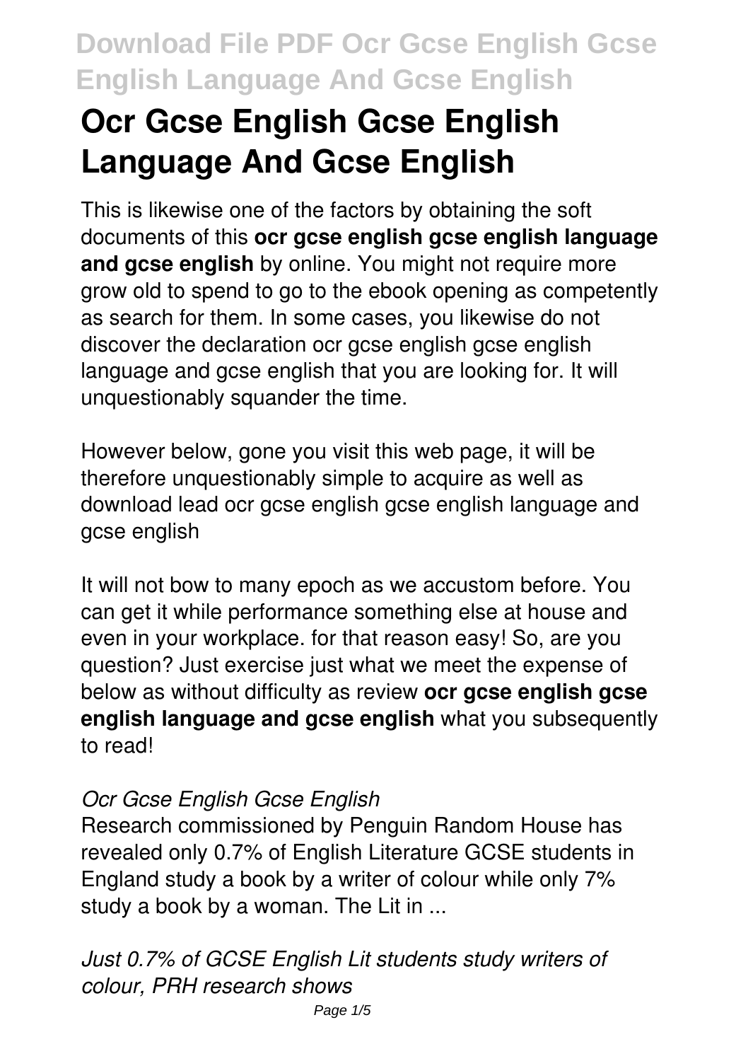# Ocr Gcse English Gcse English Language And Gcse English

This is likewise one of the factors by obtaining the soft documents of this **ocr gcse english gcse english language and gcse english** by online. You might not require more grow old to spend to go to the ebook opening as competently as search for them. In some cases, you likewise do not discover the declaration ocr gcse english gcse english language and gcse english that you are looking for. It will unquestionably squander the time.

However below, gone you visit this web page, it will be therefore unquestionably simple to acquire as well as download lead ocr gcse english gcse english language and gcse english

It will not bow to many epoch as we accustom before. You can get it while performance something else at house and even in your workplace. for that reason easy! So, are you question? Just exercise just what we meet the expense of below as without difficulty as review **ocr gcse english gcse english language and gcse english** what you subsequently to read!

## *Ocr Gcse English Gcse English*

Research commissioned by Penguin Random House has revealed only 0.7% of English Literature GCSE students in England study a book by a writer of colour while only 7% study a book by a woman. The Lit in ...

## *Just 0.7% of GCSE English Lit students study writers of colour, PRH research shows*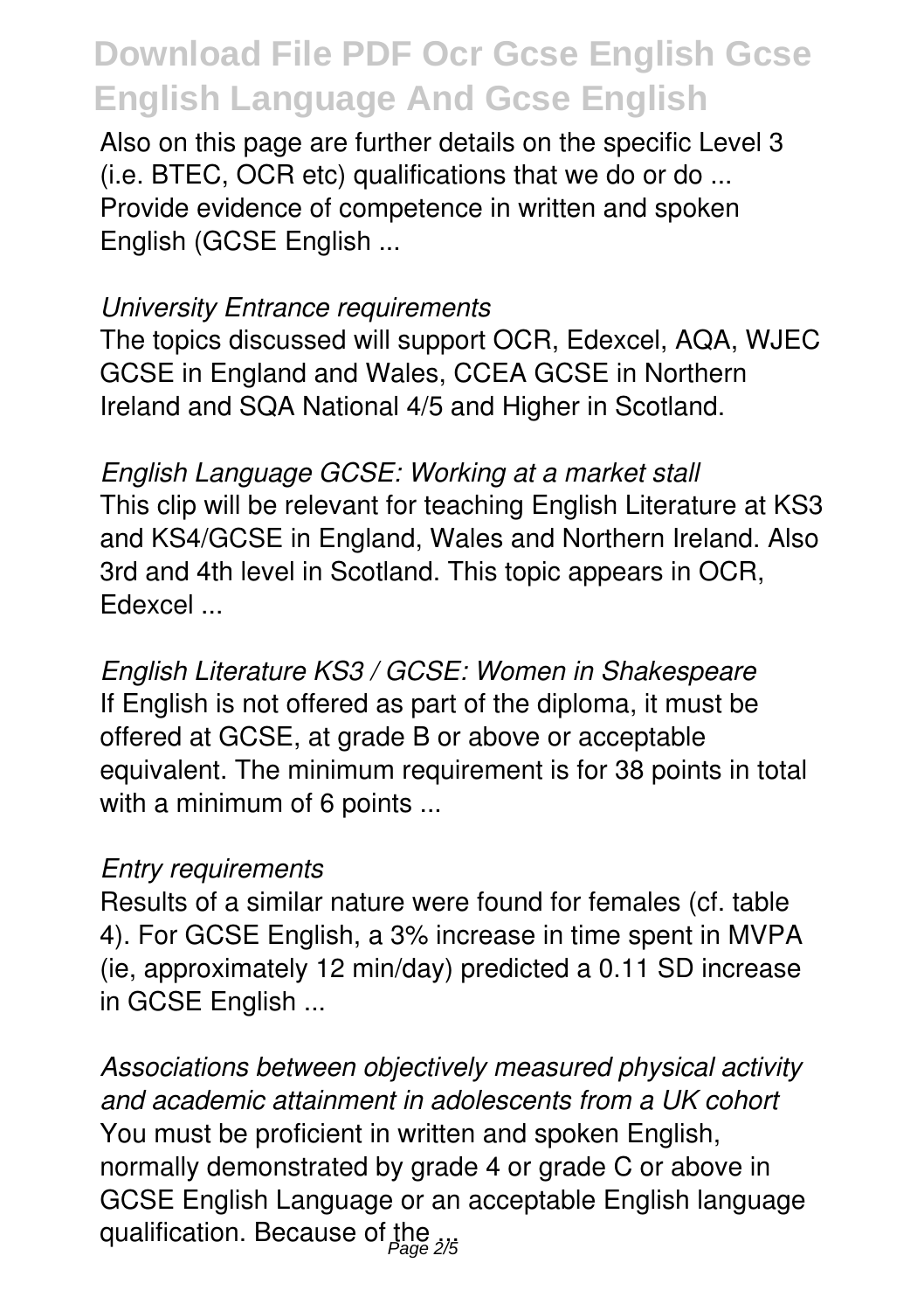Also on this page are further details on the specific Level 3 (i.e. BTEC, OCR etc) qualifications that we do or do ... Provide evidence of competence in written and spoken English (GCSE English ...

*University Entrance requirements*

The topics discussed will support OCR, Edexcel, AQA, WJEC GCSE in England and Wales, CCEA GCSE in Northern Ireland and SQA National 4/5 and Higher in Scotland.

*English Language GCSE: Working at a market stall*

This clip will be relevant for teaching English Literature at KS3 and KS4/GCSE in England, Wales and Northern Ireland. Also 3rd and 4th level in Scotland. This topic appears in OCR, Edexcel ...

*English Literature KS3 / GCSE: Women in Shakespeare*

If English is not offered as part of the diploma, it must be offered at GCSE, at grade B or above or acceptable equivalent. The minimum requirement is for 38 points in total with a minimum of 6 points ...

*Entry requirements*

Results of a similar nature were found for females (cf. table 4). For GCSE English, a 3% increase in time spent in MVPA (ie, approximately 12 min/day) predicted a 0.11 SD increase in GCSE English ...

*Associations between objectively measured physical activity and academic attainment in adolescents from a UK cohort*

You must be proficient in written and spoken English, normally demonstrated by grade 4 or grade C or above in GCSE English Language or an acceptable English language qualification. Because of the ...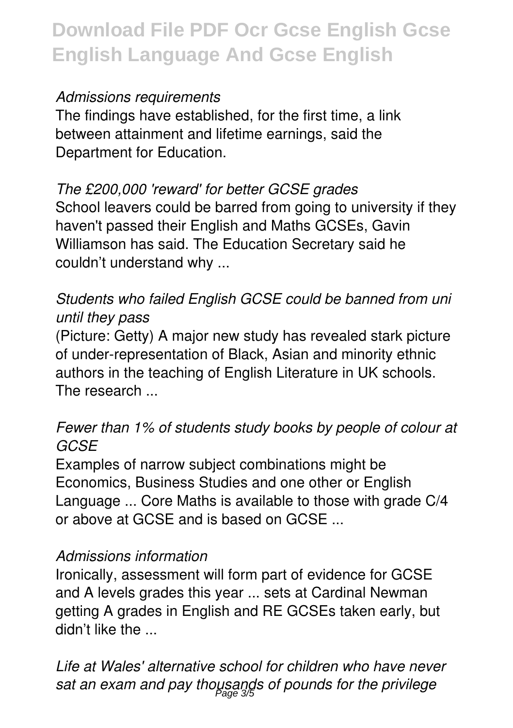*Admissions requirements*

The findings have established, for the first time, a link between attainment and lifetime earnings, said the Department for Education.

*The £200,000 'reward' for better GCSE grades*

School leavers could be barred from going to university if they haven't passed their English and Maths GCSEs, Gavin Williamson has said. The Education Secretary said he couldn't understand why ...

*Students who failed English GCSE could be banned from uni until they pass*

(Picture: Getty) A major new study has revealed stark picture of under-representation of Black, Asian and minority ethnic authors in the teaching of English Literature in UK schools. The research ...

*Fewer than 1% of students study books by people of colour at GCSE*

Examples of narrow subject combinations might be Economics, Business Studies and one other or English Language ... Core Maths is available to those with grade C/4 or above at GCSE and is based on GCSE ...

*Admissions information*

Ironically, assessment will form part of evidence for GCSE and A levels grades this year ... sets at Cardinal Newman getting A grades in English and RE GCSEs taken early, but didn't like the ...

*Life at Wales' alternative school for children who have never sat an exam and pay thousands of pounds for the privilege*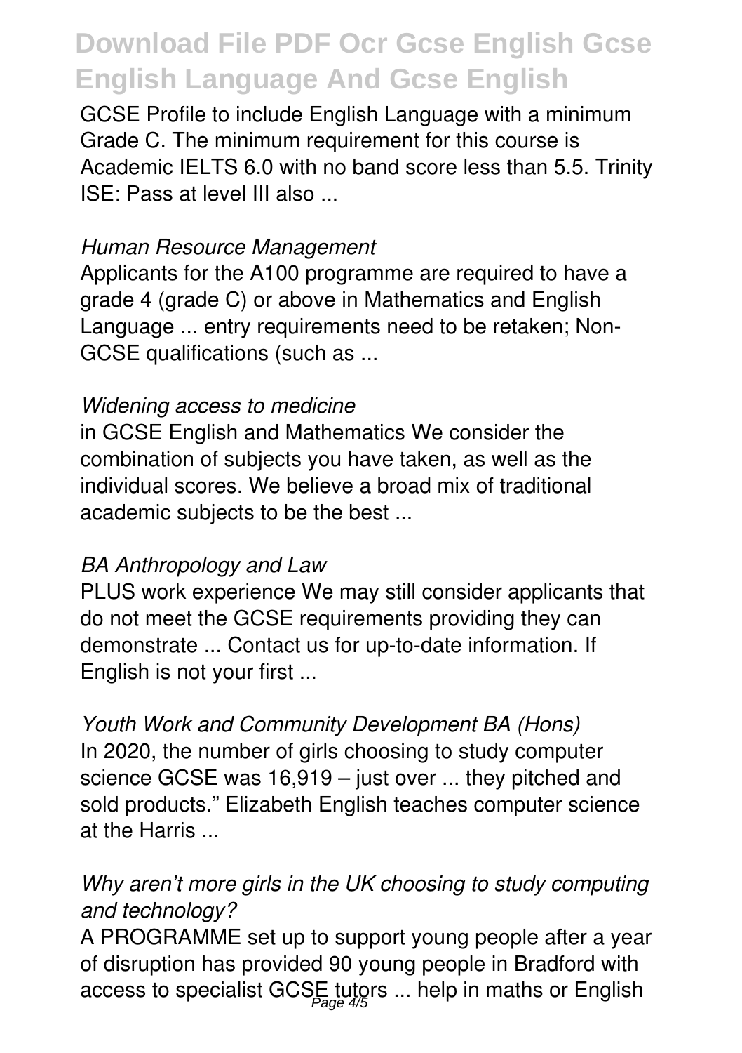GCSE Profile to include English Language with a minimum Grade C. The minimum requirement for this course is Academic IELTS 6.0 with no band score less than 5.5. Trinity ISE: Pass at level III also ...

*Human Resource Management*

Applicants for the A100 programme are required to have a grade 4 (grade C) or above in Mathematics and English Language ... entry requirements need to be retaken; Non-GCSE qualifications (such as ...

*Widening access to medicine*

in GCSE English and Mathematics We consider the combination of subjects you have taken, as well as the individual scores. We believe a broad mix of traditional academic subjects to be the best ...

*BA Anthropology and Law*

PLUS work experience We may still consider applicants that do not meet the GCSE requirements providing they can demonstrate ... Contact us for up-to-date information. If English is not your first ...

*Youth Work and Community Development BA (Hons)*

In 2020, the number of girls choosing to study computer science GCSE was 16,919 – just over ... they pitched and sold products." Elizabeth English teaches computer science at the Harris ...

*Why aren't more girls in the UK choosing to study computing and technology?*

A PROGRAMME set up to support young people after a year of disruption has provided 90 young people in Bradford with access to specialist GCSE tutors ... help in maths or English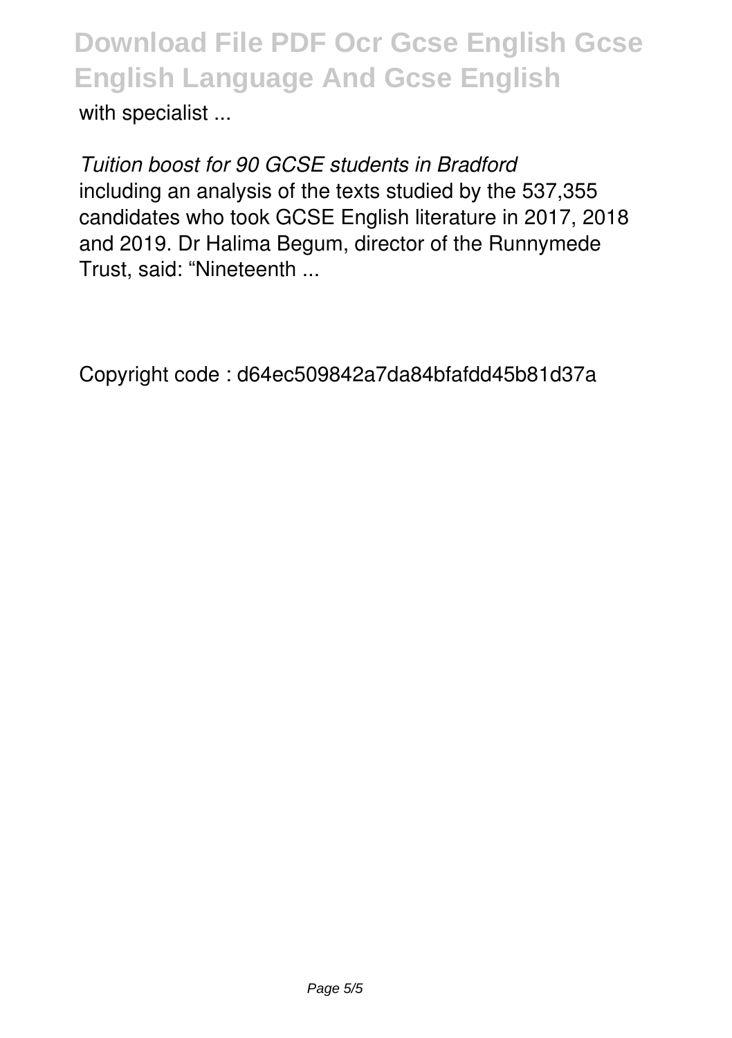with specialist ...

*Tuition boost for 90 GCSE students in Bradford*
including an analysis of the texts studied by the 537,355 candidates who took GCSE English literature in 2017, 2018 and 2019. Dr Halima Begum, director of the Runnymede Trust, said: “Nineteenth ...

Copyright code : d64ec509842a7da84bfafdd45b81d37a